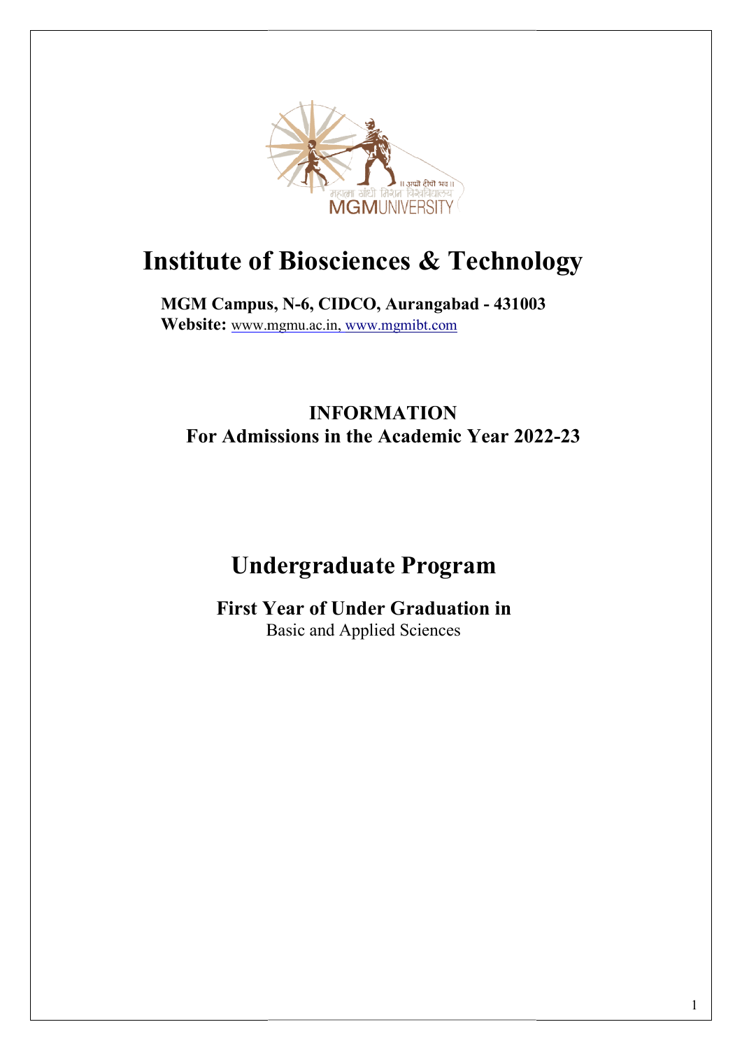# Institute of Biosciences & Technology

**MGM Campus, N-6, CIDCO, Aurangabad - 431003**
**Website:** www.mgmu.ac.in, www.mgmibt.com

**INFORMATION**
**For Admissions in the Academic Year 2022-23**

## Undergraduate Program

**First Year of Under Graduation in**
Basic and Applied Sciences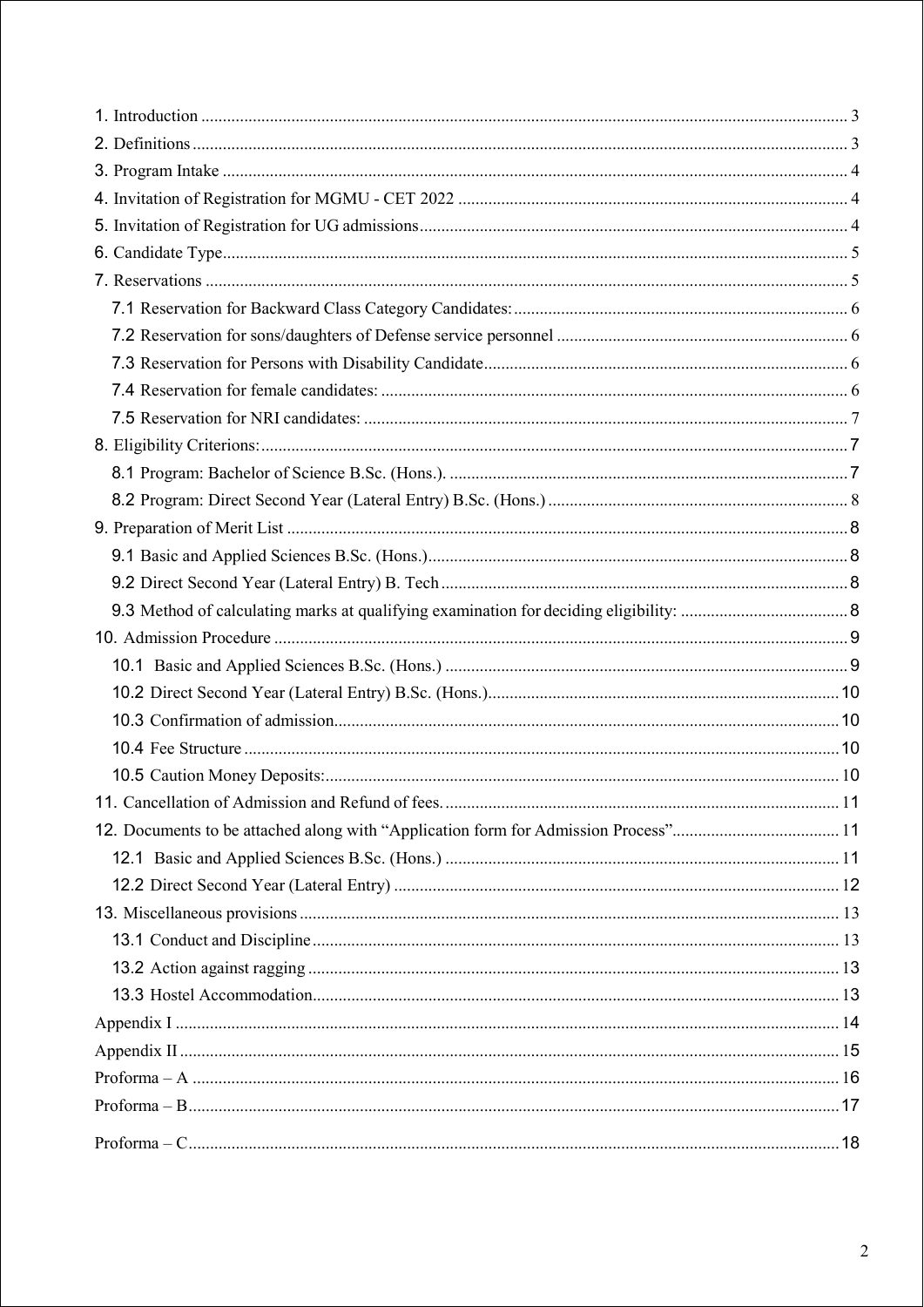1. Introduction ..................................................................................................................................... 3
2. Definitions ....................................................................................................................................... 3
3. Program Intake ................................................................................................................................ 4
4. Invitation of Registration for MGMU - CET 2022 ........................................................................... 4
5. Invitation of Registration for UG admissions ................................................................................... 4
6. Candidate Type ................................................................................................................................ 5
7. Reservations .................................................................................................................................... 5
   7.1 Reservation for Backward Class Category Candidates: ............................................................. 6
   7.2 Reservation for sons/daughters of Defense service personnel ................................................... 6
   7.3 Reservation for Persons with Disability Candidate .................................................................... 6
   7.4 Reservation for female candidates: ........................................................................................... 6
   7.5 Reservation for NRI candidates: ............................................................................................... 7
8. Eligibility Criterions: ....................................................................................................................... 7
   8.1 Program: Bachelor of Science B.Sc. (Hons.). ............................................................................ 7
   8.2 Program: Direct Second Year (Lateral Entry) B.Sc. (Hons.) ..................................................... 8
9. Preparation of Merit List ................................................................................................................. 8
   9.1 Basic and Applied Sciences B.Sc. (Hons.) ................................................................................ 8
   9.2 Direct Second Year (Lateral Entry) B. Tech ............................................................................. 8
   9.3 Method of calculating marks at qualifying examination for deciding eligibility: ....................... 8
10. Admission Procedure .................................................................................................................... 9
   10.1 Basic and Applied Sciences B.Sc. (Hons.) ............................................................................. 9
   10.2 Direct Second Year (Lateral Entry) B.Sc. (Hons.) ................................................................. 10
   10.3 Confirmation of admission .................................................................................................... 10
   10.4 Fee Structure ......................................................................................................................... 10
   10.5 Caution Money Deposits: ...................................................................................................... 10
11. Cancellation of Admission and Refund of fees. ........................................................................... 11
12. Documents to be attached along with "Application form for Admission Process" ....................... 11
   12.1 Basic and Applied Sciences B.Sc. (Hons.) ........................................................................... 11
   12.2 Direct Second Year (Lateral Entry) ....................................................................................... 12
13. Miscellaneous provisions ............................................................................................................ 13
   13.1 Conduct and Discipline ......................................................................................................... 13
   13.2 Action against ragging .......................................................................................................... 13
   13.3 Hostel Accommodation ......................................................................................................... 13
Appendix I ........................................................................................................................................ 14
Appendix II ....................................................................................................................................... 15
Proforma – A ..................................................................................................................................... 16
Proforma – B ..................................................................................................................................... 17
Proforma – C ..................................................................................................................................... 18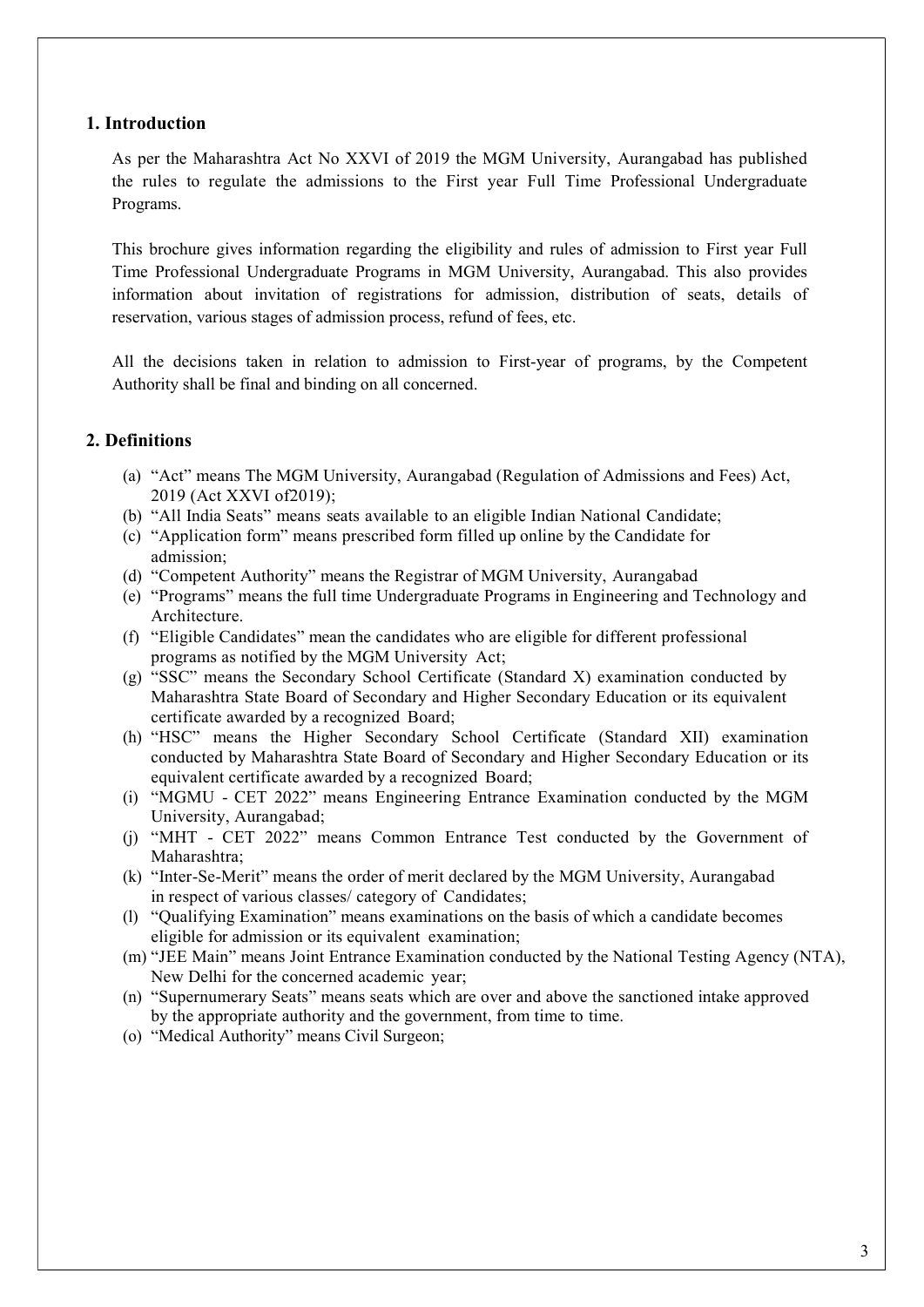## 1. Introduction

As per the Maharashtra Act No XXVI of 2019 the MGM University, Aurangabad has published the rules to regulate the admissions to the First year Full Time Professional Undergraduate Programs.

This brochure gives information regarding the eligibility and rules of admission to First year Full Time Professional Undergraduate Programs in MGM University, Aurangabad. This also provides information about invitation of registrations for admission, distribution of seats, details of reservation, various stages of admission process, refund of fees, etc.

All the decisions taken in relation to admission to First-year of programs, by the Competent Authority shall be final and binding on all concerned.

## 2. Definitions

(a) "Act" means The MGM University, Aurangabad (Regulation of Admissions and Fees) Act, 2019 (Act XXVI of2019);

(b) "All India Seats" means seats available to an eligible Indian National Candidate;

(c) "Application form" means prescribed form filled up online by the Candidate for admission;

(d) "Competent Authority" means the Registrar of MGM University, Aurangabad

(e) "Programs" means the full time Undergraduate Programs in Engineering and Technology and Architecture.

(f) "Eligible Candidates" mean the candidates who are eligible for different professional programs as notified by the MGM University Act;

(g) "SSC" means the Secondary School Certificate (Standard X) examination conducted by Maharashtra State Board of Secondary and Higher Secondary Education or its equivalent certificate awarded by a recognized Board;

(h) "HSC" means the Higher Secondary School Certificate (Standard XII) examination conducted by Maharashtra State Board of Secondary and Higher Secondary Education or its equivalent certificate awarded by a recognized Board;

(i) "MGMU - CET 2022" means Engineering Entrance Examination conducted by the MGM University, Aurangabad;

(j) "MHT - CET 2022" means Common Entrance Test conducted by the Government of Maharashtra;

(k) "Inter-Se-Merit" means the order of merit declared by the MGM University, Aurangabad in respect of various classes/ category of Candidates;

(l) "Qualifying Examination" means examinations on the basis of which a candidate becomes eligible for admission or its equivalent examination;

(m) "JEE Main" means Joint Entrance Examination conducted by the National Testing Agency (NTA), New Delhi for the concerned academic year;

(n) "Supernumerary Seats" means seats which are over and above the sanctioned intake approved by the appropriate authority and the government, from time to time.

(o) "Medical Authority" means Civil Surgeon;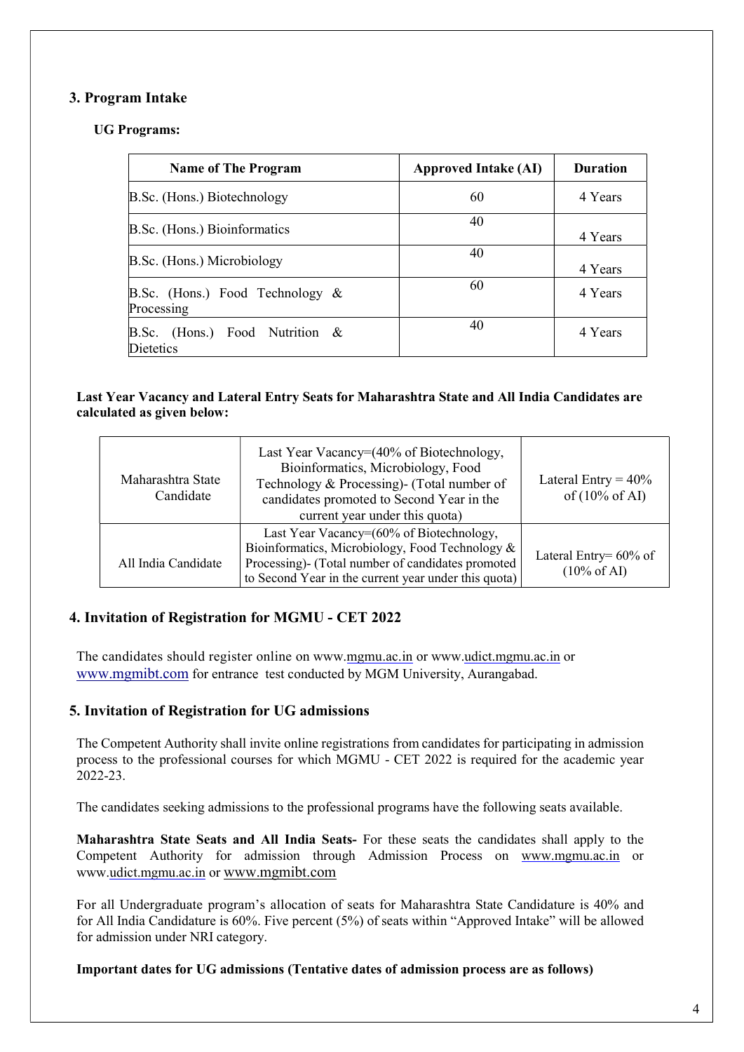## 3. Program Intake

### UG Programs:

| Name of The Program | Approved Intake (AI) | Duration |
|---|---|---|
| B.Sc. (Hons.) Biotechnology | 60 | 4 Years |
| B.Sc. (Hons.) Bioinformatics | 40 | 4 Years |
| B.Sc. (Hons.) Microbiology | 40 | 4 Years |
| B.Sc. (Hons.) Food Technology & Processing | 60 | 4 Years |
| B.Sc. (Hons.) Food Nutrition & Dietetics | 40 | 4 Years |

**Last Year Vacancy and Lateral Entry Seats for Maharashtra State and All India Candidates are calculated as given below:**

| | | |
|---|---|---|
| Maharashtra State Candidate | Last Year Vacancy=(40% of Biotechnology, Bioinformatics, Microbiology, Food Technology & Processing)- (Total number of candidates promoted to Second Year in the current year under this quota) | Lateral Entry = 40% of (10% of AI) |
| All India Candidate | Last Year Vacancy=(60% of Biotechnology, Bioinformatics, Microbiology, Food Technology & Processing)- (Total number of candidates promoted to Second Year in the current year under this quota) | Lateral Entry= 60% of (10% of AI) |

## 4. Invitation of Registration for MGMU - CET 2022

The candidates should register online on www.mgmu.ac.in or www.udict.mgmu.ac.in or www.mgmibt.com for entrance test conducted by MGM University, Aurangabad.

## 5. Invitation of Registration for UG admissions

The Competent Authority shall invite online registrations from candidates for participating in admission process to the professional courses for which MGMU - CET 2022 is required for the academic year 2022-23.

The candidates seeking admissions to the professional programs have the following seats available.

**Maharashtra State Seats and All India Seats-** For these seats the candidates shall apply to the Competent Authority for admission through Admission Process on www.mgmu.ac.in or www.udict.mgmu.ac.in or www.mgmibt.com

For all Undergraduate program's allocation of seats for Maharashtra State Candidature is 40% and for All India Candidature is 60%. Five percent (5%) of seats within "Approved Intake" will be allowed for admission under NRI category.

**Important dates for UG admissions (Tentative dates of admission process are as follows)**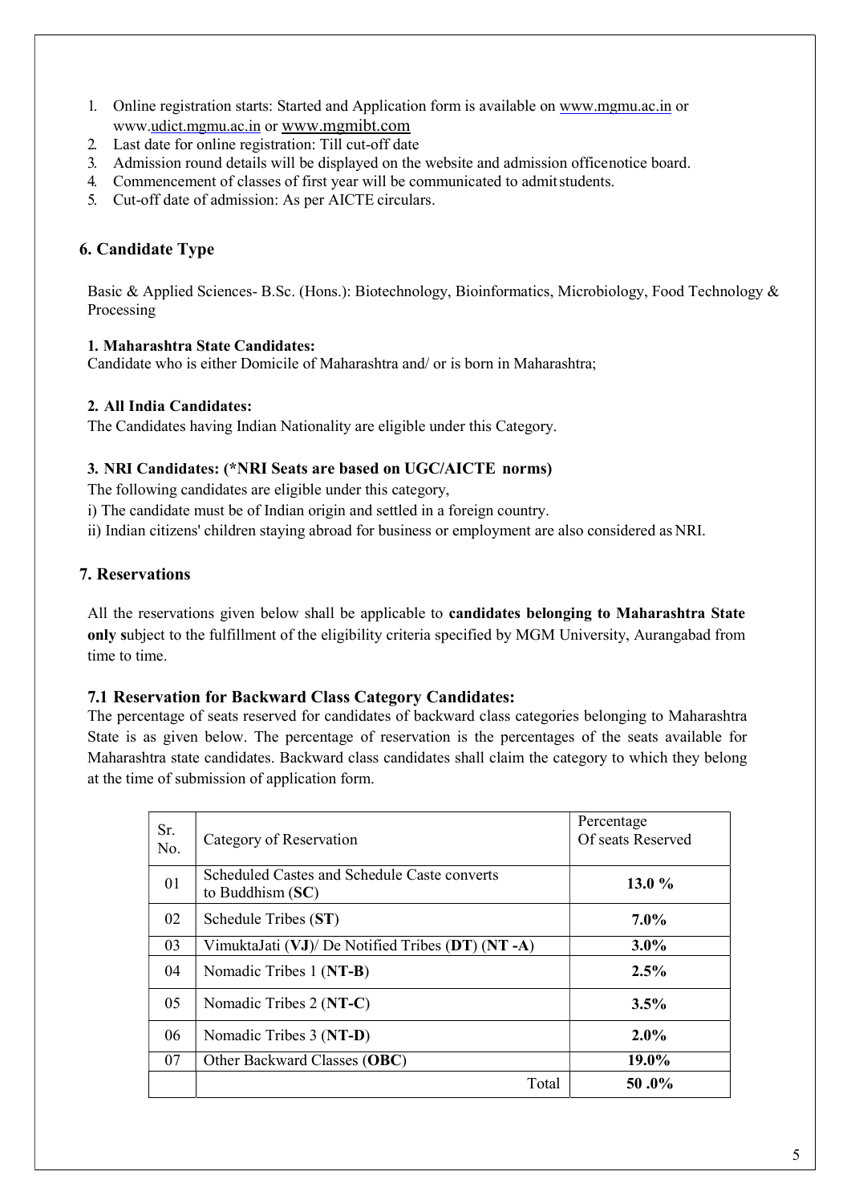1. Online registration starts: Started and Application form is available on www.mgmu.ac.in or www.udict.mgmu.ac.in or www.mgmibt.com
2. Last date for online registration: Till cut-off date
3. Admission round details will be displayed on the website and admission officenotice board.
4. Commencement of classes of first year will be communicated to admitstudents.
5. Cut-off date of admission: As per AICTE circulars.

## 6. Candidate Type

Basic & Applied Sciences- B.Sc. (Hons.): Biotechnology, Bioinformatics, Microbiology, Food Technology & Processing

**1. Maharashtra State Candidates:**
Candidate who is either Domicile of Maharashtra and/ or is born in Maharashtra;

**2. All India Candidates:**
The Candidates having Indian Nationality are eligible under this Category.

**3. NRI Candidates: (*NRI Seats are based on UGC/AICTE norms)**
The following candidates are eligible under this category,
i) The candidate must be of Indian origin and settled in a foreign country.
ii) Indian citizens' children staying abroad for business or employment are also considered as NRI.

## 7. Reservations

All the reservations given below shall be applicable to **candidates belonging to Maharashtra State only s**ubject to the fulfillment of the eligibility criteria specified by MGM University, Aurangabad from time to time.

### 7.1 Reservation for Backward Class Category Candidates:

The percentage of seats reserved for candidates of backward class categories belonging to Maharashtra State is as given below. The percentage of reservation is the percentages of the seats available for Maharashtra state candidates. Backward class candidates shall claim the category to which they belong at the time of submission of application form.

| Sr. No. | Category of Reservation | Percentage Of seats Reserved |
|---|---|---|
| 01 | Scheduled Castes and Schedule Caste converts to Buddhism (**SC**) | **13.0 %** |
| 02 | Schedule Tribes (**ST**) | **7.0%** |
| 03 | VimuktaJati (**VJ**)/ De Notified Tribes (**DT**) (**NT -A**) | **3.0%** |
| 04 | Nomadic Tribes 1 (**NT-B**) | **2.5%** |
| 05 | Nomadic Tribes 2 (**NT-C**) | **3.5%** |
| 06 | Nomadic Tribes 3 (**NT-D**) | **2.0%** |
| 07 | Other Backward Classes (**OBC**) | **19.0%** |
| | Total | **50 .0%** |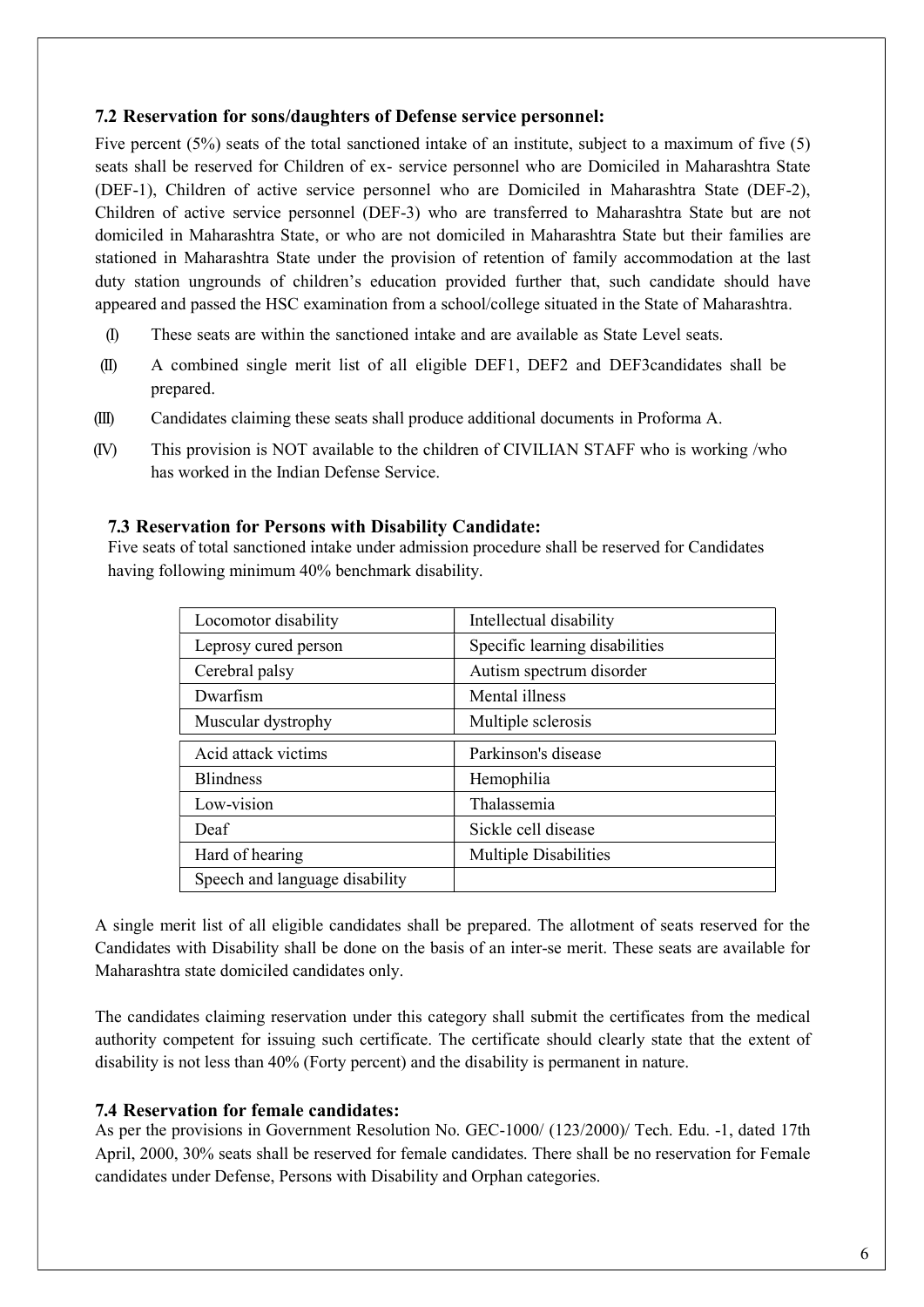### 7.2 Reservation for sons/daughters of Defense service personnel:

Five percent (5%) seats of the total sanctioned intake of an institute, subject to a maximum of five (5) seats shall be reserved for Children of ex- service personnel who are Domiciled in Maharashtra State (DEF-1), Children of active service personnel who are Domiciled in Maharashtra State (DEF-2), Children of active service personnel (DEF-3) who are transferred to Maharashtra State but are not domiciled in Maharashtra State, or who are not domiciled in Maharashtra State but their families are stationed in Maharashtra State under the provision of retention of family accommodation at the last duty station ungrounds of children's education provided further that, such candidate should have appeared and passed the HSC examination from a school/college situated in the State of Maharashtra.

(I) These seats are within the sanctioned intake and are available as State Level seats.

(II) A combined single merit list of all eligible DEF1, DEF2 and DEF3candidates shall be prepared.

(III) Candidates claiming these seats shall produce additional documents in Proforma A.

(IV) This provision is NOT available to the children of CIVILIAN STAFF who is working /who has worked in the Indian Defense Service.

### 7.3 Reservation for Persons with Disability Candidate:

Five seats of total sanctioned intake under admission procedure shall be reserved for Candidates having following minimum 40% benchmark disability.

| Locomotor disability | Intellectual disability |
|---|---|
| Leprosy cured person | Specific learning disabilities |
| Cerebral palsy | Autism spectrum disorder |
| Dwarfism | Mental illness |
| Muscular dystrophy | Multiple sclerosis |
| Acid attack victims | Parkinson's disease |
| Blindness | Hemophilia |
| Low-vision | Thalassemia |
| Deaf | Sickle cell disease |
| Hard of hearing | Multiple Disabilities |
| Speech and language disability | |

A single merit list of all eligible candidates shall be prepared. The allotment of seats reserved for the Candidates with Disability shall be done on the basis of an inter-se merit. These seats are available for Maharashtra state domiciled candidates only.

The candidates claiming reservation under this category shall submit the certificates from the medical authority competent for issuing such certificate. The certificate should clearly state that the extent of disability is not less than 40% (Forty percent) and the disability is permanent in nature.

### 7.4 Reservation for female candidates:

As per the provisions in Government Resolution No. GEC-1000/ (123/2000)/ Tech. Edu. -1, dated 17th April, 2000, 30% seats shall be reserved for female candidates. There shall be no reservation for Female candidates under Defense, Persons with Disability and Orphan categories.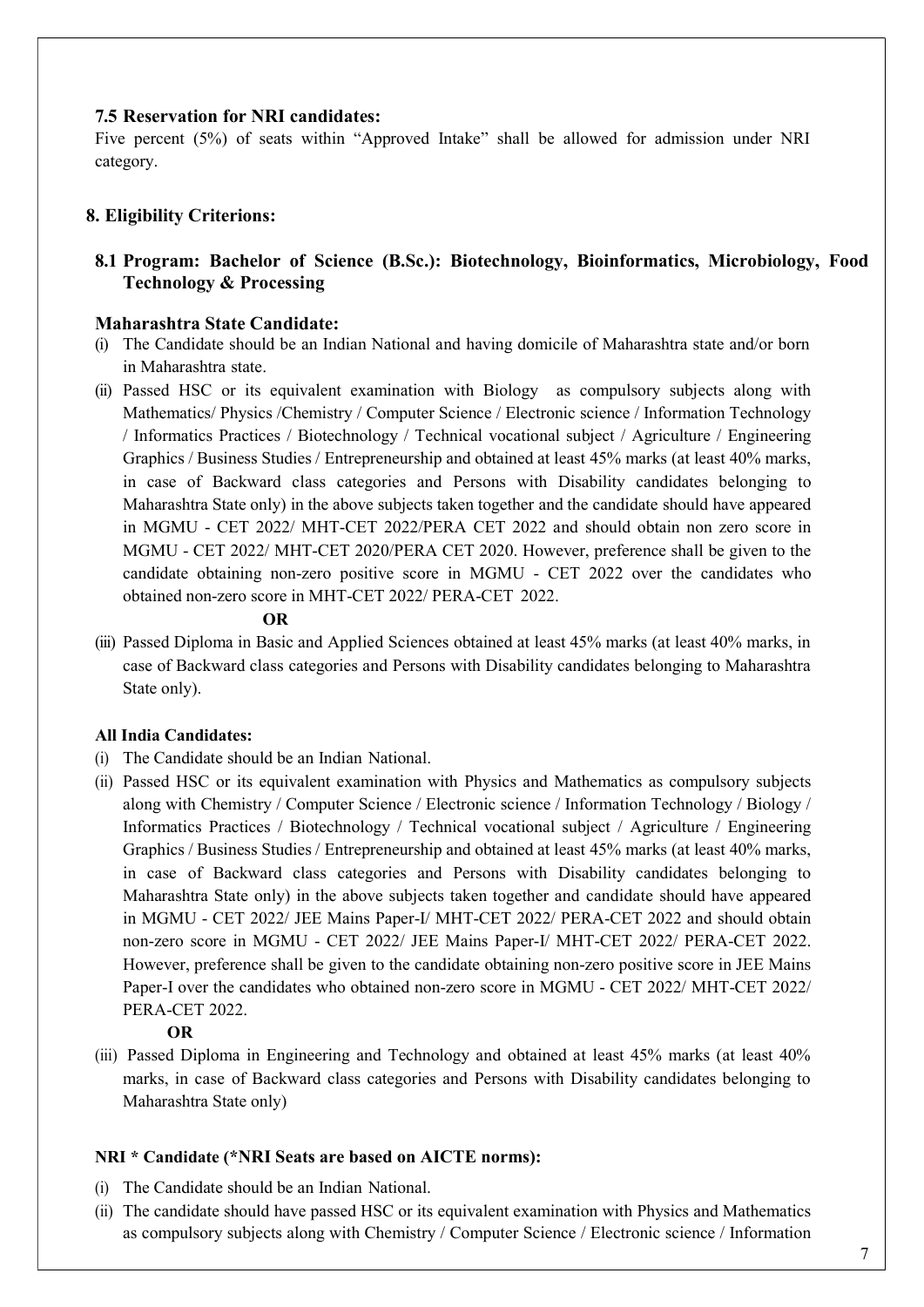### 7.5 Reservation for NRI candidates:

Five percent (5%) of seats within "Approved Intake" shall be allowed for admission under NRI category.

## 8. Eligibility Criterions:

### 8.1 Program: Bachelor of Science (B.Sc.): Biotechnology, Bioinformatics, Microbiology, Food Technology & Processing

#### Maharashtra State Candidate:

(i) The Candidate should be an Indian National and having domicile of Maharashtra state and/or born in Maharashtra state.

(ii) Passed HSC or its equivalent examination with Biology as compulsory subjects along with Mathematics/ Physics /Chemistry / Computer Science / Electronic science / Information Technology / Informatics Practices / Biotechnology / Technical vocational subject / Agriculture / Engineering Graphics / Business Studies / Entrepreneurship and obtained at least 45% marks (at least 40% marks, in case of Backward class categories and Persons with Disability candidates belonging to Maharashtra State only) in the above subjects taken together and the candidate should have appeared in MGMU - CET 2022/ MHT-CET 2022/PERA CET 2022 and should obtain non zero score in MGMU - CET 2022/ MHT-CET 2020/PERA CET 2020. However, preference shall be given to the candidate obtaining non-zero positive score in MGMU - CET 2022 over the candidates who obtained non-zero score in MHT-CET 2022/ PERA-CET 2022.

**OR**

(iii) Passed Diploma in Basic and Applied Sciences obtained at least 45% marks (at least 40% marks, in case of Backward class categories and Persons with Disability candidates belonging to Maharashtra State only).

#### All India Candidates:

(i) The Candidate should be an Indian National.

(ii) Passed HSC or its equivalent examination with Physics and Mathematics as compulsory subjects along with Chemistry / Computer Science / Electronic science / Information Technology / Biology / Informatics Practices / Biotechnology / Technical vocational subject / Agriculture / Engineering Graphics / Business Studies / Entrepreneurship and obtained at least 45% marks (at least 40% marks, in case of Backward class categories and Persons with Disability candidates belonging to Maharashtra State only) in the above subjects taken together and candidate should have appeared in MGMU - CET 2022/ JEE Mains Paper-I/ MHT-CET 2022/ PERA-CET 2022 and should obtain non-zero score in MGMU - CET 2022/ JEE Mains Paper-I/ MHT-CET 2022/ PERA-CET 2022. However, preference shall be given to the candidate obtaining non-zero positive score in JEE Mains Paper-I over the candidates who obtained non-zero score in MGMU - CET 2022/ MHT-CET 2022/ PERA-CET 2022.

**OR**

(iii) Passed Diploma in Engineering and Technology and obtained at least 45% marks (at least 40% marks, in case of Backward class categories and Persons with Disability candidates belonging to Maharashtra State only)

#### NRI * Candidate (*NRI Seats are based on AICTE norms):

(i) The Candidate should be an Indian National.

(ii) The candidate should have passed HSC or its equivalent examination with Physics and Mathematics as compulsory subjects along with Chemistry / Computer Science / Electronic science / Information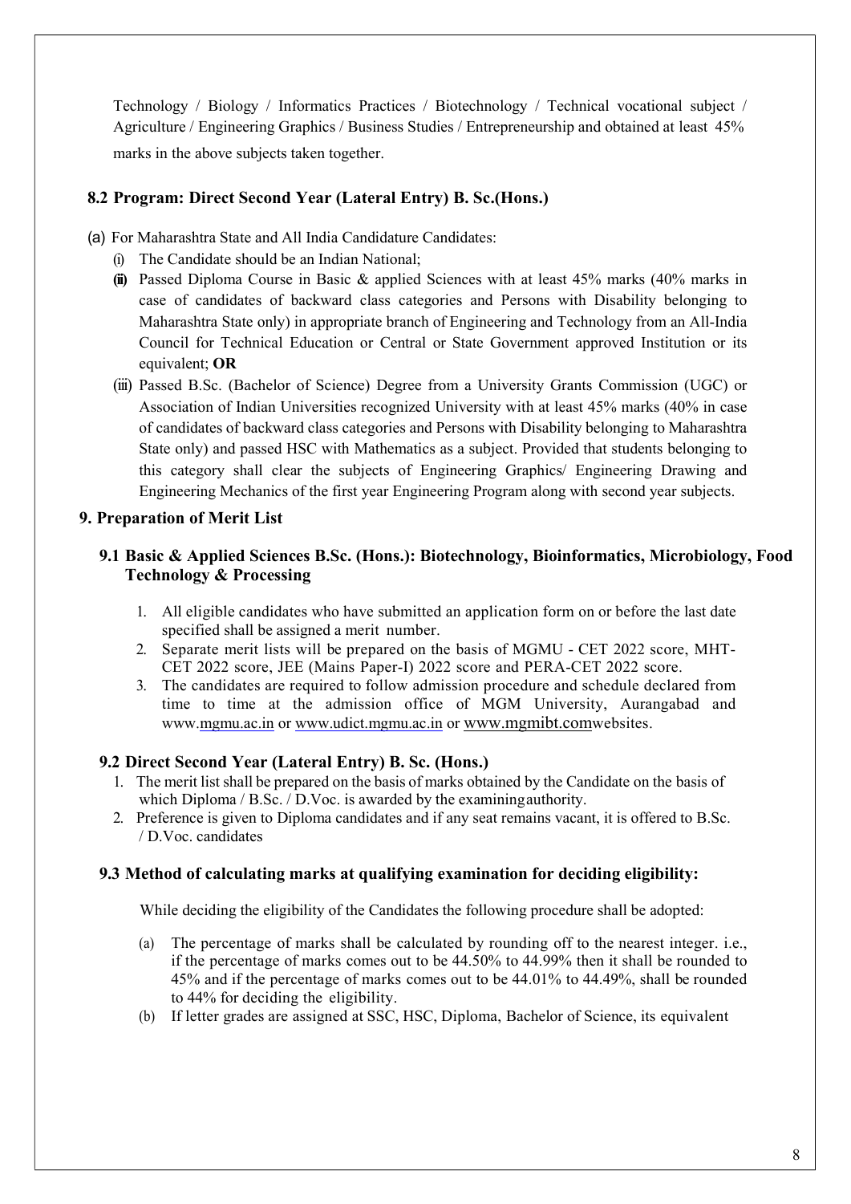Technology / Biology / Informatics Practices / Biotechnology / Technical vocational subject / Agriculture / Engineering Graphics / Business Studies / Entrepreneurship and obtained at least 45% marks in the above subjects taken together.

### 8.2 Program: Direct Second Year (Lateral Entry) B. Sc.(Hons.)

(a) For Maharashtra State and All India Candidature Candidates:

- (i) The Candidate should be an Indian National;
- (ii) Passed Diploma Course in Basic & applied Sciences with at least 45% marks (40% marks in case of candidates of backward class categories and Persons with Disability belonging to Maharashtra State only) in appropriate branch of Engineering and Technology from an All-India Council for Technical Education or Central or State Government approved Institution or its equivalent; **OR**
- (iii) Passed B.Sc. (Bachelor of Science) Degree from a University Grants Commission (UGC) or Association of Indian Universities recognized University with at least 45% marks (40% in case of candidates of backward class categories and Persons with Disability belonging to Maharashtra State only) and passed HSC with Mathematics as a subject. Provided that students belonging to this category shall clear the subjects of Engineering Graphics/ Engineering Drawing and Engineering Mechanics of the first year Engineering Program along with second year subjects.

## 9. Preparation of Merit List

### 9.1 Basic & Applied Sciences B.Sc. (Hons.): Biotechnology, Bioinformatics, Microbiology, Food Technology & Processing

1. All eligible candidates who have submitted an application form on or before the last date specified shall be assigned a merit number.
2. Separate merit lists will be prepared on the basis of MGMU - CET 2022 score, MHT-CET 2022 score, JEE (Mains Paper-I) 2022 score and PERA-CET 2022 score.
3. The candidates are required to follow admission procedure and schedule declared from time to time at the admission office of MGM University, Aurangabad and www.mgmu.ac.in or www.udict.mgmu.ac.in or www.mgmibt.com websites.

### 9.2 Direct Second Year (Lateral Entry) B. Sc. (Hons.)

1. The merit list shall be prepared on the basis of marks obtained by the Candidate on the basis of which Diploma / B.Sc. / D.Voc. is awarded by the examining authority.
2. Preference is given to Diploma candidates and if any seat remains vacant, it is offered to B.Sc. / D.Voc. candidates

### 9.3 Method of calculating marks at qualifying examination for deciding eligibility:

While deciding the eligibility of the Candidates the following procedure shall be adopted:

- (a) The percentage of marks shall be calculated by rounding off to the nearest integer. i.e., if the percentage of marks comes out to be 44.50% to 44.99% then it shall be rounded to 45% and if the percentage of marks comes out to be 44.01% to 44.49%, shall be rounded to 44% for deciding the eligibility.
- (b) If letter grades are assigned at SSC, HSC, Diploma, Bachelor of Science, its equivalent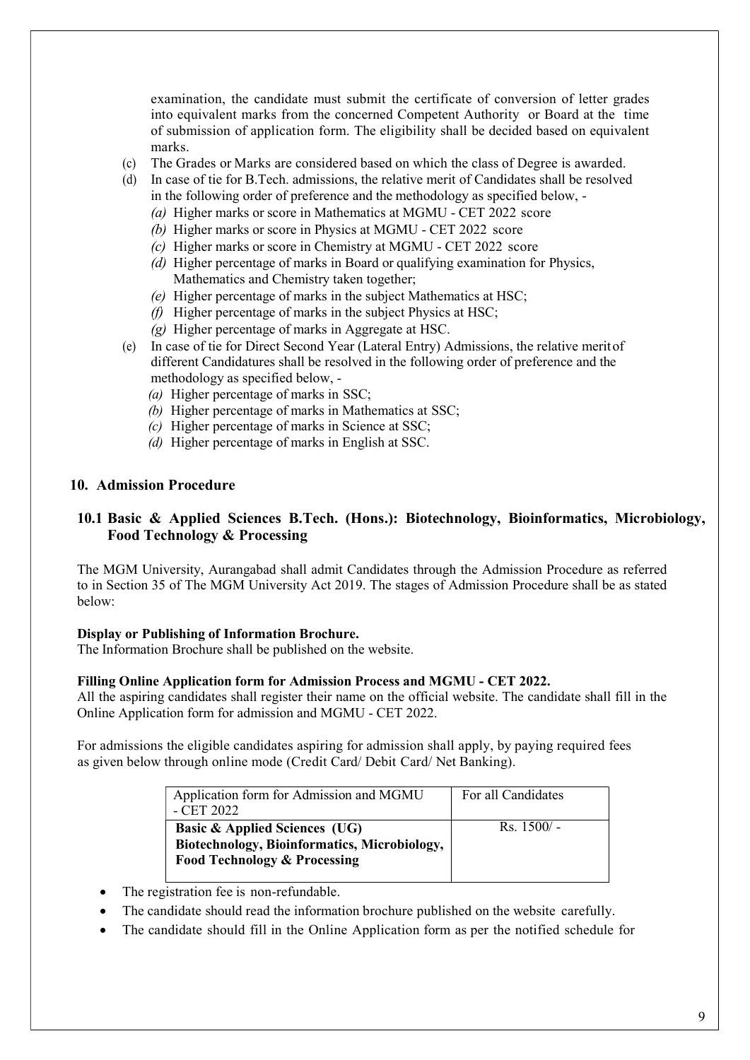examination, the candidate must submit the certificate of conversion of letter grades into equivalent marks from the concerned Competent Authority or Board at the time of submission of application form. The eligibility shall be decided based on equivalent marks.

(c) The Grades or Marks are considered based on which the class of Degree is awarded.

(d) In case of tie for B.Tech. admissions, the relative merit of Candidates shall be resolved in the following order of preference and the methodology as specified below, -

*(a)* Higher marks or score in Mathematics at MGMU - CET 2022 score
*(b)* Higher marks or score in Physics at MGMU - CET 2022 score
*(c)* Higher marks or score in Chemistry at MGMU - CET 2022 score
*(d)* Higher percentage of marks in Board or qualifying examination for Physics, Mathematics and Chemistry taken together;
*(e)* Higher percentage of marks in the subject Mathematics at HSC;
*(f)* Higher percentage of marks in the subject Physics at HSC;
*(g)* Higher percentage of marks in Aggregate at HSC.

(e) In case of tie for Direct Second Year (Lateral Entry) Admissions, the relative merit of different Candidatures shall be resolved in the following order of preference and the methodology as specified below, -

*(a)* Higher percentage of marks in SSC;
*(b)* Higher percentage of marks in Mathematics at SSC;
*(c)* Higher percentage of marks in Science at SSC;
*(d)* Higher percentage of marks in English at SSC.

## 10. Admission Procedure

### 10.1 Basic & Applied Sciences B.Tech. (Hons.): Biotechnology, Bioinformatics, Microbiology, Food Technology & Processing

The MGM University, Aurangabad shall admit Candidates through the Admission Procedure as referred to in Section 35 of The MGM University Act 2019. The stages of Admission Procedure shall be as stated below:

**Display or Publishing of Information Brochure.**
The Information Brochure shall be published on the website.

**Filling Online Application form for Admission Process and MGMU - CET 2022.**
All the aspiring candidates shall register their name on the official website. The candidate shall fill in the Online Application form for admission and MGMU - CET 2022.

For admissions the eligible candidates aspiring for admission shall apply, by paying required fees as given below through online mode (Credit Card/ Debit Card/ Net Banking).

| Application form for Admission and MGMU - CET 2022 | For all Candidates |
|---|---|
| **Basic & Applied Sciences (UG) Biotechnology, Bioinformatics, Microbiology, Food Technology & Processing** | Rs. 1500/ - |

- The registration fee is non-refundable.
- The candidate should read the information brochure published on the website carefully.
- The candidate should fill in the Online Application form as per the notified schedule for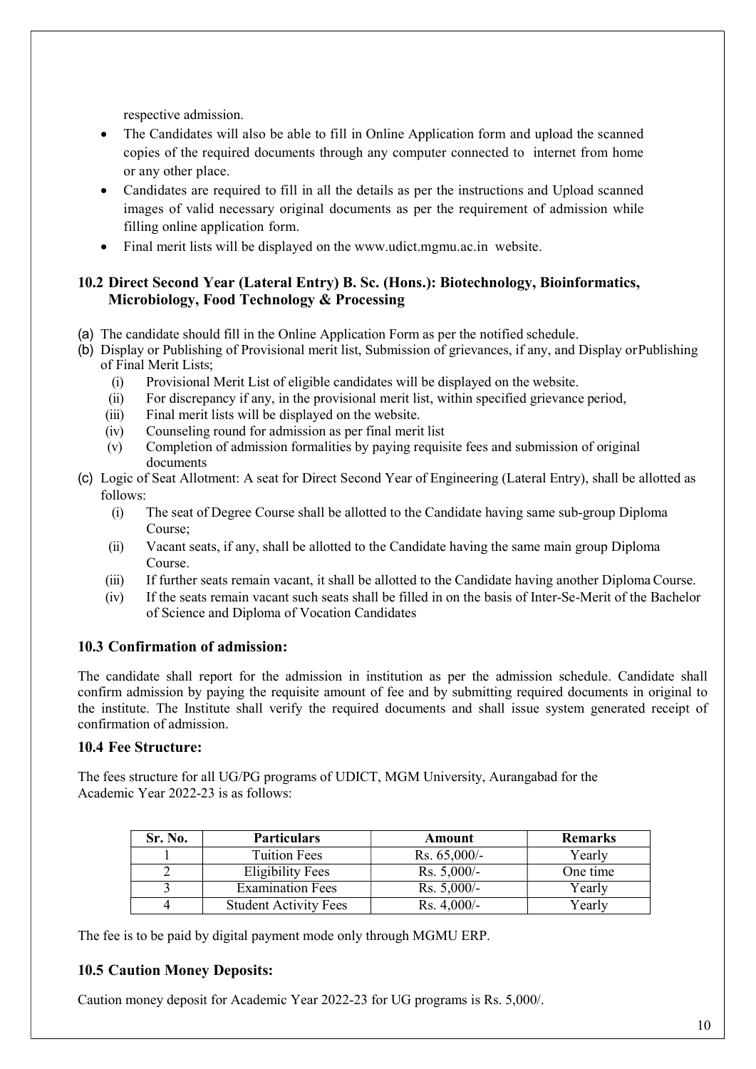respective admission.

- The Candidates will also be able to fill in Online Application form and upload the scanned copies of the required documents through any computer connected to internet from home or any other place.
- Candidates are required to fill in all the details as per the instructions and Upload scanned images of valid necessary original documents as per the requirement of admission while filling online application form.
- Final merit lists will be displayed on the www.udict.mgmu.ac.in website.

### 10.2 Direct Second Year (Lateral Entry) B. Sc. (Hons.): Biotechnology, Bioinformatics, Microbiology, Food Technology & Processing

(a) The candidate should fill in the Online Application Form as per the notified schedule.

(b) Display or Publishing of Provisional merit list, Submission of grievances, if any, and Display or Publishing of Final Merit Lists;

  (i) Provisional Merit List of eligible candidates will be displayed on the website.
  (ii) For discrepancy if any, in the provisional merit list, within specified grievance period,
  (iii) Final merit lists will be displayed on the website.
  (iv) Counseling round for admission as per final merit list
  (v) Completion of admission formalities by paying requisite fees and submission of original documents

(c) Logic of Seat Allotment: A seat for Direct Second Year of Engineering (Lateral Entry), shall be allotted as follows:

  (i) The seat of Degree Course shall be allotted to the Candidate having same sub-group Diploma Course;
  (ii) Vacant seats, if any, shall be allotted to the Candidate having the same main group Diploma Course.
  (iii) If further seats remain vacant, it shall be allotted to the Candidate having another Diploma Course.
  (iv) If the seats remain vacant such seats shall be filled in on the basis of Inter-Se-Merit of the Bachelor of Science and Diploma of Vocation Candidates

### 10.3 Confirmation of admission:

The candidate shall report for the admission in institution as per the admission schedule. Candidate shall confirm admission by paying the requisite amount of fee and by submitting required documents in original to the institute. The Institute shall verify the required documents and shall issue system generated receipt of confirmation of admission.

### 10.4 Fee Structure:

The fees structure for all UG/PG programs of UDICT, MGM University, Aurangabad for the Academic Year 2022-23 is as follows:

| Sr. No. | Particulars | Amount | Remarks |
|---|---|---|---|
| 1 | Tuition Fees | Rs. 65,000/- | Yearly |
| 2 | Eligibility Fees | Rs. 5,000/- | One time |
| 3 | Examination Fees | Rs. 5,000/- | Yearly |
| 4 | Student Activity Fees | Rs. 4,000/- | Yearly |

The fee is to be paid by digital payment mode only through MGMU ERP.

### 10.5 Caution Money Deposits:

Caution money deposit for Academic Year 2022-23 for UG programs is Rs. 5,000/.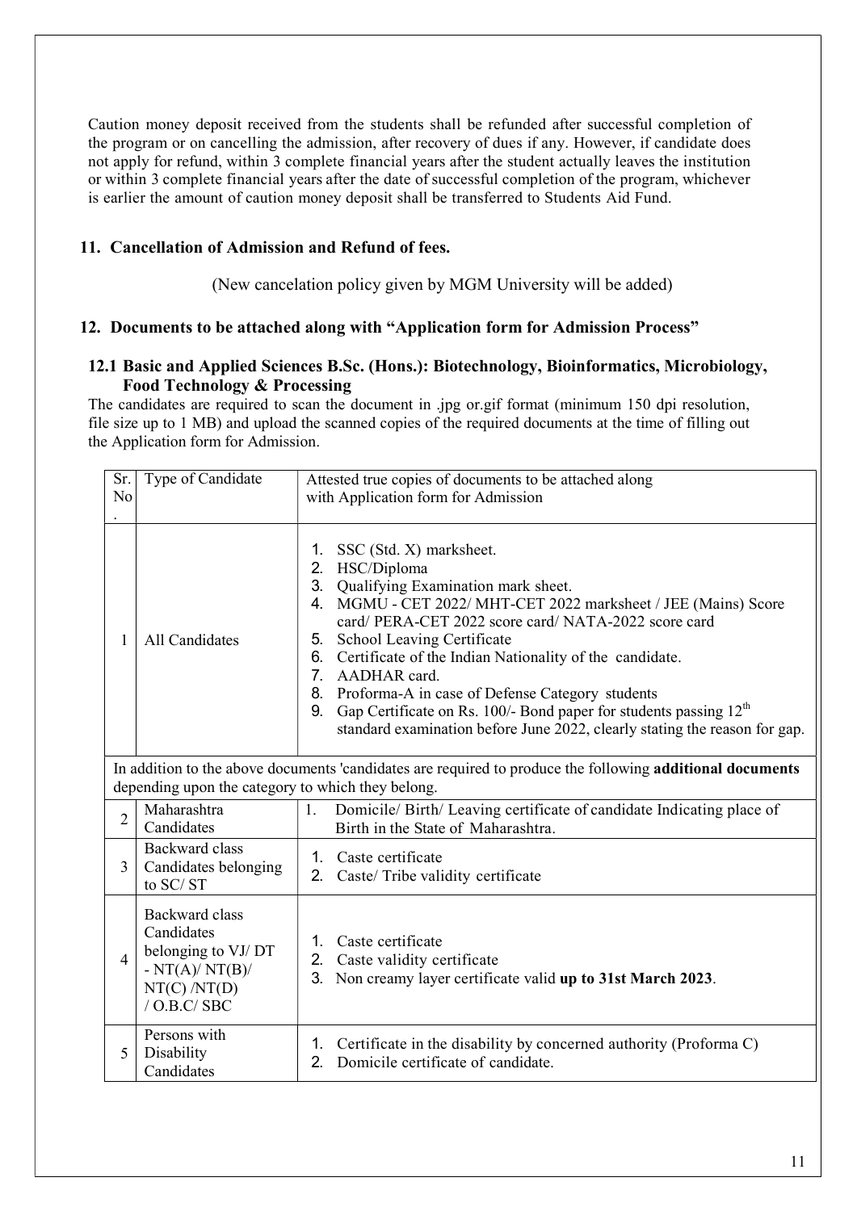Caution money deposit received from the students shall be refunded after successful completion of the program or on cancelling the admission, after recovery of dues if any. However, if candidate does not apply for refund, within 3 complete financial years after the student actually leaves the institution or within 3 complete financial years after the date of successful completion of the program, whichever is earlier the amount of caution money deposit shall be transferred to Students Aid Fund.

## 11. Cancellation of Admission and Refund of fees.

(New cancelation policy given by MGM University will be added)

## 12. Documents to be attached along with "Application form for Admission Process"

### 12.1 Basic and Applied Sciences B.Sc. (Hons.): Biotechnology, Bioinformatics, Microbiology, Food Technology & Processing

The candidates are required to scan the document in .jpg or.gif format (minimum 150 dpi resolution, file size up to 1 MB) and upload the scanned copies of the required documents at the time of filling out the Application form for Admission.

| Sr. No. | Type of Candidate | Attested true copies of documents to be attached along with Application form for Admission |
|---|---|---|
| 1 | All Candidates | 1. SSC (Std. X) marksheet.<br>2. HSC/Diploma<br>3. Qualifying Examination mark sheet.<br>4. MGMU - CET 2022/ MHT-CET 2022 marksheet / JEE (Mains) Score card/ PERA-CET 2022 score card/ NATA-2022 score card<br>5. School Leaving Certificate<br>6. Certificate of the Indian Nationality of the candidate.<br>7. AADHAR card.<br>8. Proforma-A in case of Defense Category students<br>9. Gap Certificate on Rs. 100/- Bond paper for students passing 12th standard examination before June 2022, clearly stating the reason for gap. |
| In addition to the above documents 'candidates are required to produce the following **additional documents** depending upon the category to which they belong. | | |
| 2 | Maharashtra Candidates | 1. Domicile/ Birth/ Leaving certificate of candidate Indicating place of Birth in the State of Maharashtra. |
| 3 | Backward class Candidates belonging to SC/ ST | 1. Caste certificate<br>2. Caste/ Tribe validity certificate |
| 4 | Backward class Candidates belonging to VJ/ DT - NT(A)/ NT(B)/ NT(C) /NT(D) / O.B.C/ SBC | 1. Caste certificate<br>2. Caste validity certificate<br>3. Non creamy layer certificate valid **up to 31st March 2023**. |
| 5 | Persons with Disability Candidates | 1. Certificate in the disability by concerned authority (Proforma C)<br>2. Domicile certificate of candidate. |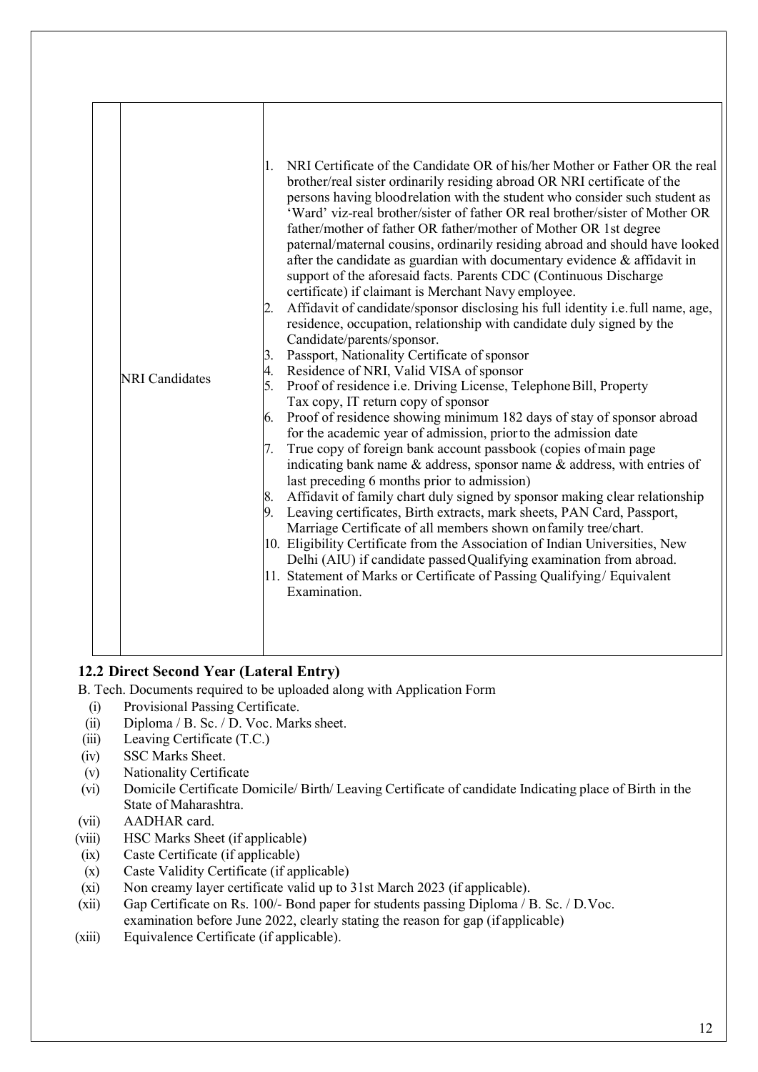| | | |
|---|---|---|
| | NRI Candidates | 1. NRI Certificate of the Candidate OR of his/her Mother or Father OR the real brother/real sister ordinarily residing abroad OR NRI certificate of the persons having blood relation with the student who consider such student as 'Ward' viz-real brother/sister of father OR real brother/sister of Mother OR father/mother of father OR father/mother of Mother OR 1st degree paternal/maternal cousins, ordinarily residing abroad and should have looked after the candidate as guardian with documentary evidence & affidavit in support of the aforesaid facts. Parents CDC (Continuous Discharge certificate) if claimant is Merchant Navy employee.<br>2. Affidavit of candidate/sponsor disclosing his full identity i.e. full name, age, residence, occupation, relationship with candidate duly signed by the Candidate/parents/sponsor.<br>3. Passport, Nationality Certificate of sponsor<br>4. Residence of NRI, Valid VISA of sponsor<br>5. Proof of residence i.e. Driving License, Telephone Bill, Property Tax copy, IT return copy of sponsor<br>6. Proof of residence showing minimum 182 days of stay of sponsor abroad for the academic year of admission, prior to the admission date<br>7. True copy of foreign bank account passbook (copies of main page indicating bank name & address, sponsor name & address, with entries of last preceding 6 months prior to admission)<br>8. Affidavit of family chart duly signed by sponsor making clear relationship<br>9. Leaving certificates, Birth extracts, mark sheets, PAN Card, Passport, Marriage Certificate of all members shown on family tree/chart.<br>10. Eligibility Certificate from the Association of Indian Universities, New Delhi (AIU) if candidate passed Qualifying examination from abroad.<br>11. Statement of Marks or Certificate of Passing Qualifying/ Equivalent Examination. |

### 12.2 Direct Second Year (Lateral Entry)

B. Tech. Documents required to be uploaded along with Application Form

(i) Provisional Passing Certificate.
(ii) Diploma / B. Sc. / D. Voc. Marks sheet.
(iii) Leaving Certificate (T.C.)
(iv) SSC Marks Sheet.
(v) Nationality Certificate
(vi) Domicile Certificate Domicile/ Birth/ Leaving Certificate of candidate Indicating place of Birth in the State of Maharashtra.
(vii) AADHAR card.
(viii) HSC Marks Sheet (if applicable)
(ix) Caste Certificate (if applicable)
(x) Caste Validity Certificate (if applicable)
(xi) Non creamy layer certificate valid up to 31st March 2023 (if applicable).
(xii) Gap Certificate on Rs. 100/- Bond paper for students passing Diploma / B. Sc. / D.Voc. examination before June 2022, clearly stating the reason for gap (if applicable)
(xiii) Equivalence Certificate (if applicable).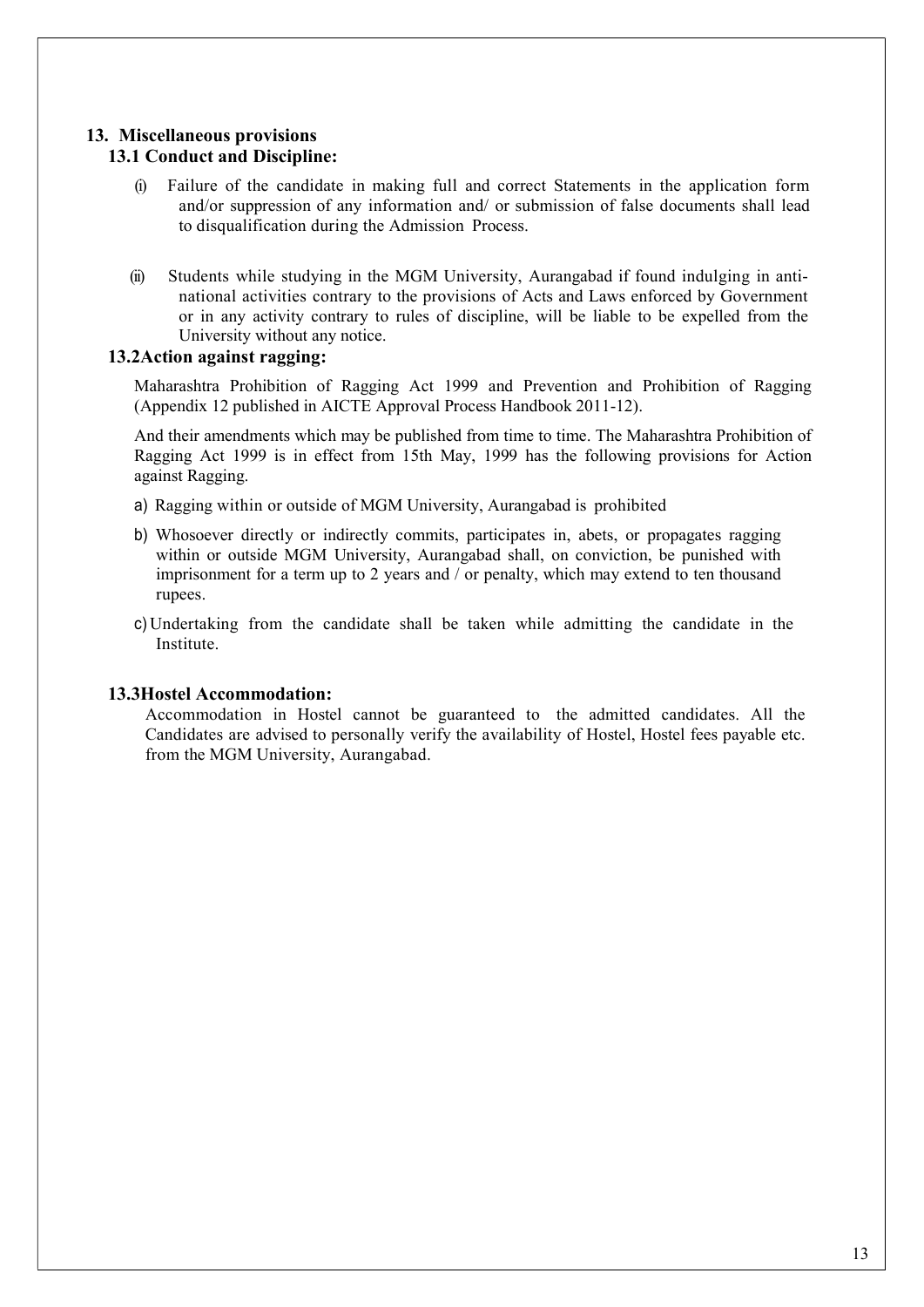## 13. Miscellaneous provisions

### 13.1 Conduct and Discipline:

(i) Failure of the candidate in making full and correct Statements in the application form and/or suppression of any information and/ or submission of false documents shall lead to disqualification during the Admission Process.

(ii) Students while studying in the MGM University, Aurangabad if found indulging in anti-national activities contrary to the provisions of Acts and Laws enforced by Government or in any activity contrary to rules of discipline, will be liable to be expelled from the University without any notice.

### 13.2 Action against ragging:

Maharashtra Prohibition of Ragging Act 1999 and Prevention and Prohibition of Ragging (Appendix 12 published in AICTE Approval Process Handbook 2011-12).

And their amendments which may be published from time to time. The Maharashtra Prohibition of Ragging Act 1999 is in effect from 15th May, 1999 has the following provisions for Action against Ragging.

a) Ragging within or outside of MGM University, Aurangabad is prohibited

b) Whosoever directly or indirectly commits, participates in, abets, or propagates ragging within or outside MGM University, Aurangabad shall, on conviction, be punished with imprisonment for a term up to 2 years and / or penalty, which may extend to ten thousand rupees.

c) Undertaking from the candidate shall be taken while admitting the candidate in the Institute.

### 13.3 Hostel Accommodation:

Accommodation in Hostel cannot be guaranteed to the admitted candidates. All the Candidates are advised to personally verify the availability of Hostel, Hostel fees payable etc. from the MGM University, Aurangabad.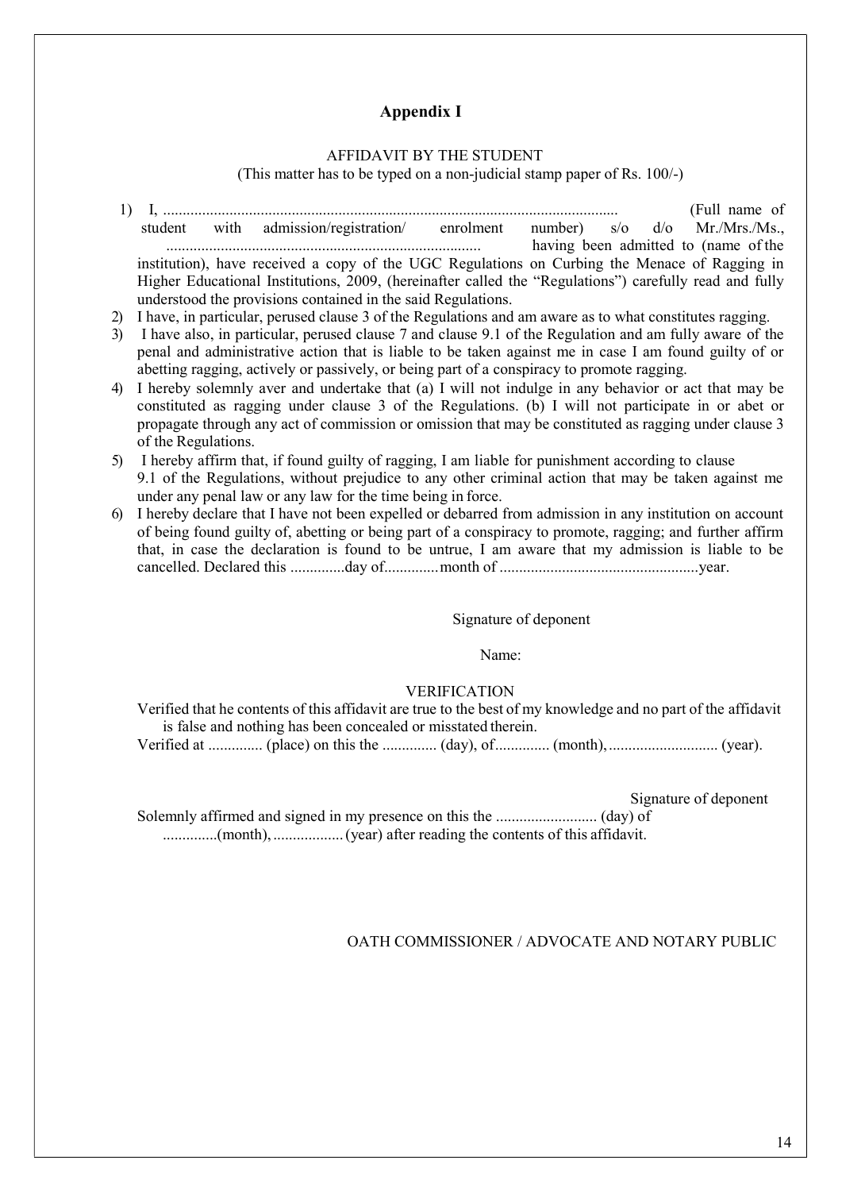## Appendix I

AFFIDAVIT BY THE STUDENT

(This matter has to be typed on a non-judicial stamp paper of Rs. 100/-)

1) I, ..................................................................................................................... (Full name of student with admission/registration/ enrolment number) s/o d/o Mr./Mrs./Ms., ................................................................................ having been admitted to (name of the institution), have received a copy of the UGC Regulations on Curbing the Menace of Ragging in Higher Educational Institutions, 2009, (hereinafter called the "Regulations") carefully read and fully understood the provisions contained in the said Regulations.
2) I have, in particular, perused clause 3 of the Regulations and am aware as to what constitutes ragging.
3) I have also, in particular, perused clause 7 and clause 9.1 of the Regulation and am fully aware of the penal and administrative action that is liable to be taken against me in case I am found guilty of or abetting ragging, actively or passively, or being part of a conspiracy to promote ragging.
4) I hereby solemnly aver and undertake that (a) I will not indulge in any behavior or act that may be constituted as ragging under clause 3 of the Regulations. (b) I will not participate in or abet or propagate through any act of commission or omission that may be constituted as ragging under clause 3 of the Regulations.
5) I hereby affirm that, if found guilty of ragging, I am liable for punishment according to clause 9.1 of the Regulations, without prejudice to any other criminal action that may be taken against me under any penal law or any law for the time being in force.
6) I hereby declare that I have not been expelled or debarred from admission in any institution on account of being found guilty of, abetting or being part of a conspiracy to promote, ragging; and further affirm that, in case the declaration is found to be untrue, I am aware that my admission is liable to be cancelled. Declared this .............day of.............month of ..................................................year.

Signature of deponent

Name:

VERIFICATION

Verified that he contents of this affidavit are true to the best of my knowledge and no part of the affidavit is false and nothing has been concealed or misstated therein.

Verified at .............. (place) on this the .............. (day), of.............. (month), ............................ (year).

Signature of deponent

Solemnly affirmed and signed in my presence on this the .......................... (day) of .............(month), ................. (year) after reading the contents of this affidavit.

OATH COMMISSIONER / ADVOCATE AND NOTARY PUBLIC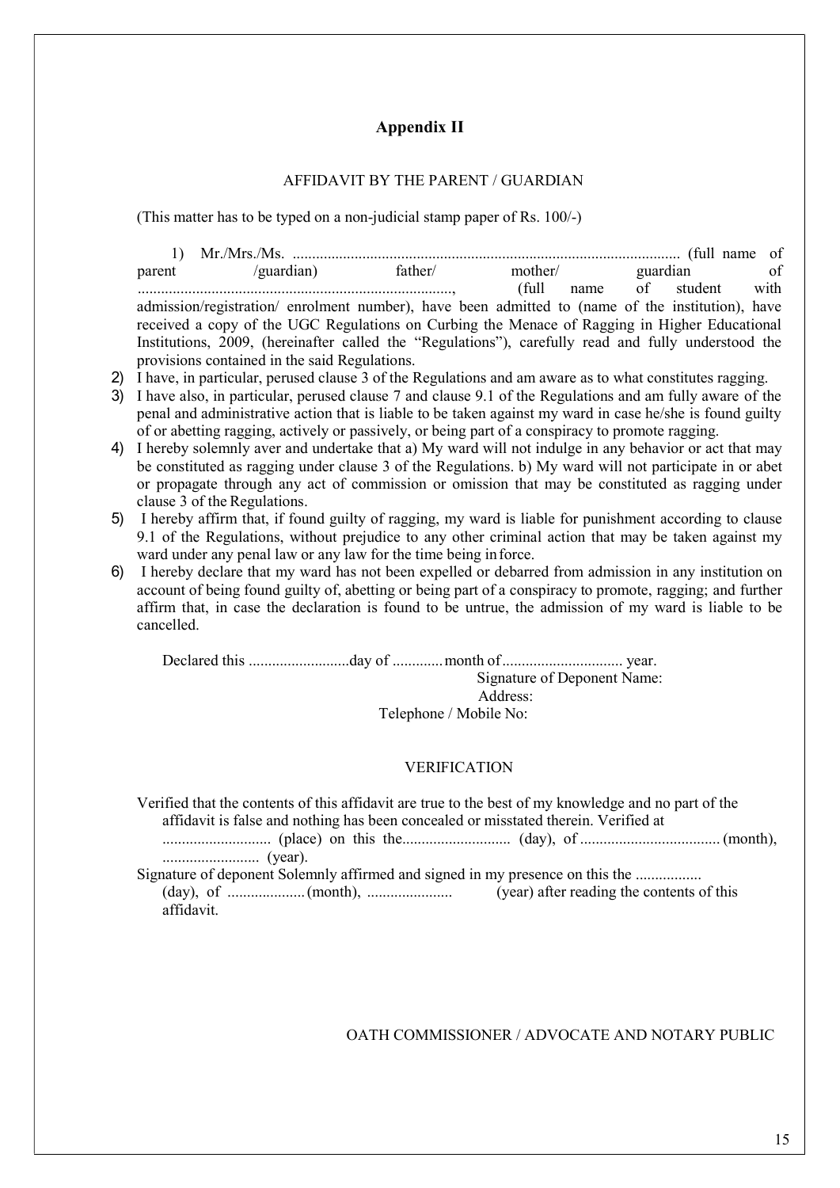## Appendix II

AFFIDAVIT BY THE PARENT / GUARDIAN

(This matter has to be typed on a non-judicial stamp paper of Rs. 100/-)

1) Mr./Mrs./Ms. .................................................................................................. (full name of parent /guardian) father/ mother/ guardian of ................................................................................, (full name of student with admission/registration/ enrolment number), have been admitted to (name of the institution), have received a copy of the UGC Regulations on Curbing the Menace of Ragging in Higher Educational Institutions, 2009, (hereinafter called the "Regulations"), carefully read and fully understood the provisions contained in the said Regulations.

2) I have, in particular, perused clause 3 of the Regulations and am aware as to what constitutes ragging.

3) I have also, in particular, perused clause 7 and clause 9.1 of the Regulations and am fully aware of the penal and administrative action that is liable to be taken against my ward in case he/she is found guilty of or abetting ragging, actively or passively, or being part of a conspiracy to promote ragging.

4) I hereby solemnly aver and undertake that a) My ward will not indulge in any behavior or act that may be constituted as ragging under clause 3 of the Regulations. b) My ward will not participate in or abet or propagate through any act of commission or omission that may be constituted as ragging under clause 3 of the Regulations.

5) I hereby affirm that, if found guilty of ragging, my ward is liable for punishment according to clause 9.1 of the Regulations, without prejudice to any other criminal action that may be taken against my ward under any penal law or any law for the time being in force.

6) I hereby declare that my ward has not been expelled or debarred from admission in any institution on account of being found guilty of, abetting or being part of a conspiracy to promote, ragging; and further affirm that, in case the declaration is found to be untrue, the admission of my ward is liable to be cancelled.

Declared this ..........................day of .............month of.............................. year.

Signature of Deponent Name:

Address:

Telephone / Mobile No:

VERIFICATION

Verified that the contents of this affidavit are true to the best of my knowledge and no part of the affidavit is false and nothing has been concealed or misstated therein. Verified at ........................... (place) on this the........................... (day), of ................................... (month), ......................... (year).

Signature of deponent Solemnly affirmed and signed in my presence on this the ................. (day), of .................... (month), ...................... (year) after reading the contents of this affidavit.

OATH COMMISSIONER / ADVOCATE AND NOTARY PUBLIC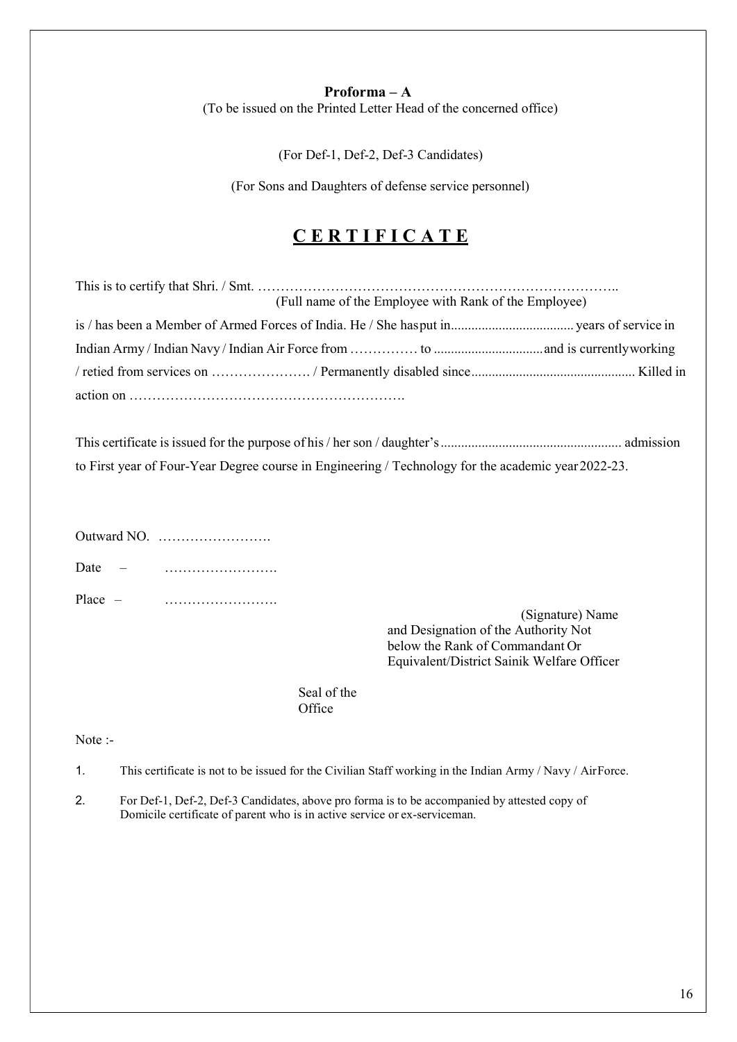**Proforma – A**

(To be issued on the Printed Letter Head of the concerned office)

(For Def-1, Def-2, Def-3 Candidates)

(For Sons and Daughters of defense service personnel)

# C E R T I F I C A T E

This is to certify that Shri. / Smt. ……………………………………………………………………..
(Full name of the Employee with Rank of the Employee)

is / has been a Member of Armed Forces of India. He / She hasput in.................................... years of service in Indian Army / Indian Navy / Indian Air Force from …………… to ................................ and is currentlyworking / retied from services on …………………. / Permanently disabled since............................................... Killed in action on …………………………………………………….

This certificate is issued for the purpose of his / her son / daughter's.................................................... admission to First year of Four-Year Degree course in Engineering / Technology for the academic year 2022-23.

Outward NO. …………………….

Date – …………………….

Place – …………………….

(Signature) Name and Designation of the Authority Not below the Rank of Commandant Or Equivalent/District Sainik Welfare Officer

Seal of the Office

Note :-

1. This certificate is not to be issued for the Civilian Staff working in the Indian Army / Navy / AirForce.
2. For Def-1, Def-2, Def-3 Candidates, above pro forma is to be accompanied by attested copy of Domicile certificate of parent who is in active service or ex-serviceman.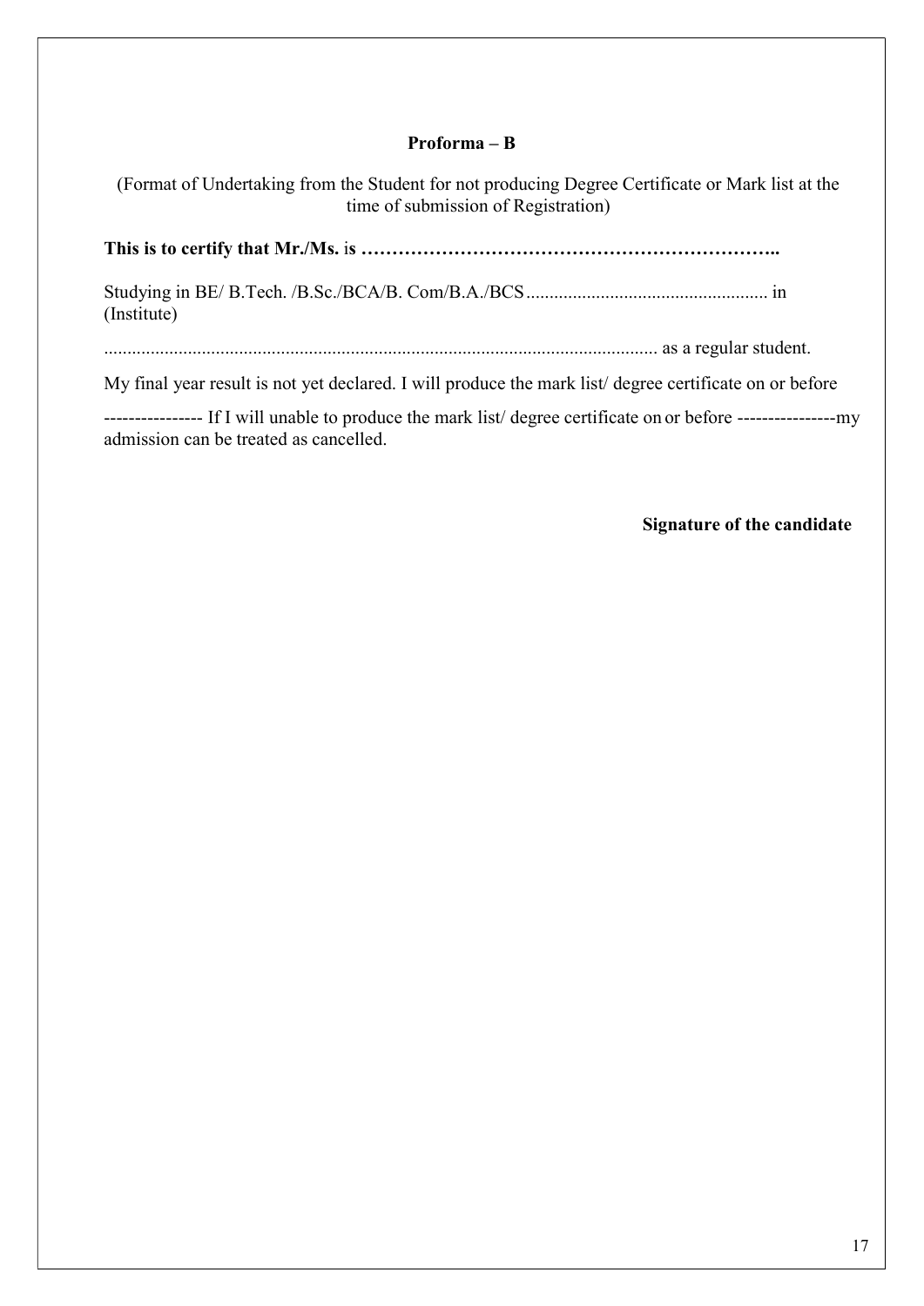**Proforma – B**

(Format of Undertaking from the Student for not producing Degree Certificate or Mark list at the time of submission of Registration)

**This is to certify that Mr./Ms.** is **…………………………………………………………..**

Studying in BE/ B.Tech. /B.Sc./BCA/B. Com/B.A./BCS.................................................... in (Institute)

...................................................................................................................... as a regular student.

My final year result is not yet declared. I will produce the mark list/ degree certificate on or before

--------------- If I will unable to produce the mark list/ degree certificate on or before ---------------my admission can be treated as cancelled.

**Signature of the candidate**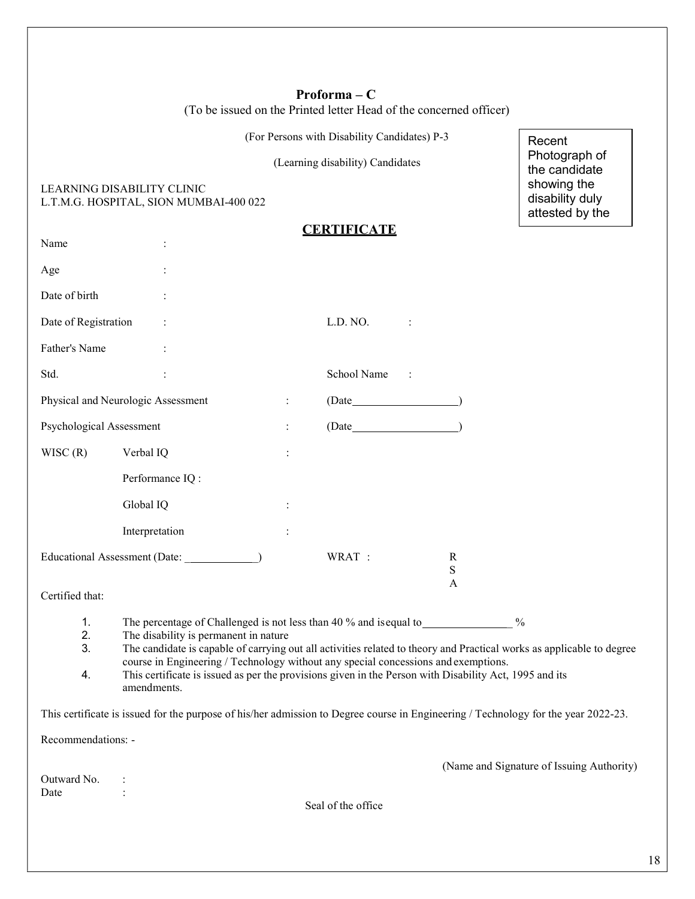**Proforma – C**

(To be issued on the Printed letter Head of the concerned officer)

(For Persons with Disability Candidates) P-3

(Learning disability) Candidates

Recent Photograph of the candidate showing the disability duly attested by the

LEARNING DISABILITY CLINIC
L.T.M.G. HOSPITAL, SION MUMBAI-400 022

## CERTIFICATE

Name :

Age :

Date of birth :

Date of Registration : L.D. NO. :

Father's Name :

Std. : School Name :

Physical and Neurologic Assessment : (Date\_\_\_\_\_\_\_\_\_\_\_\_\_\_\_\_\_\_\_)

Psychological Assessment : (Date\_\_\_\_\_\_\_\_\_\_\_\_\_\_\_\_\_\_\_)

WISC (R) Verbal IQ :

Performance IQ :

Global IQ :

Interpretation :

Educational Assessment (Date: \_\_\_\_\_\_\_\_\_\_\_\_\_) WRAT : R S A

Certified that:

1. The percentage of Challenged is not less than 40 % and is equal to\_\_\_\_\_\_\_\_\_\_\_\_\_\_\_\_ %
2. The disability is permanent in nature
3. The candidate is capable of carrying out all activities related to theory and Practical works as applicable to degree course in Engineering / Technology without any special concessions and exemptions.
4. This certificate is issued as per the provisions given in the Person with Disability Act, 1995 and its amendments.

This certificate is issued for the purpose of his/her admission to Degree course in Engineering / Technology for the year 2022-23.

Recommendations: -

(Name and Signature of Issuing Authority)

Outward No. :
Date :

Seal of the office